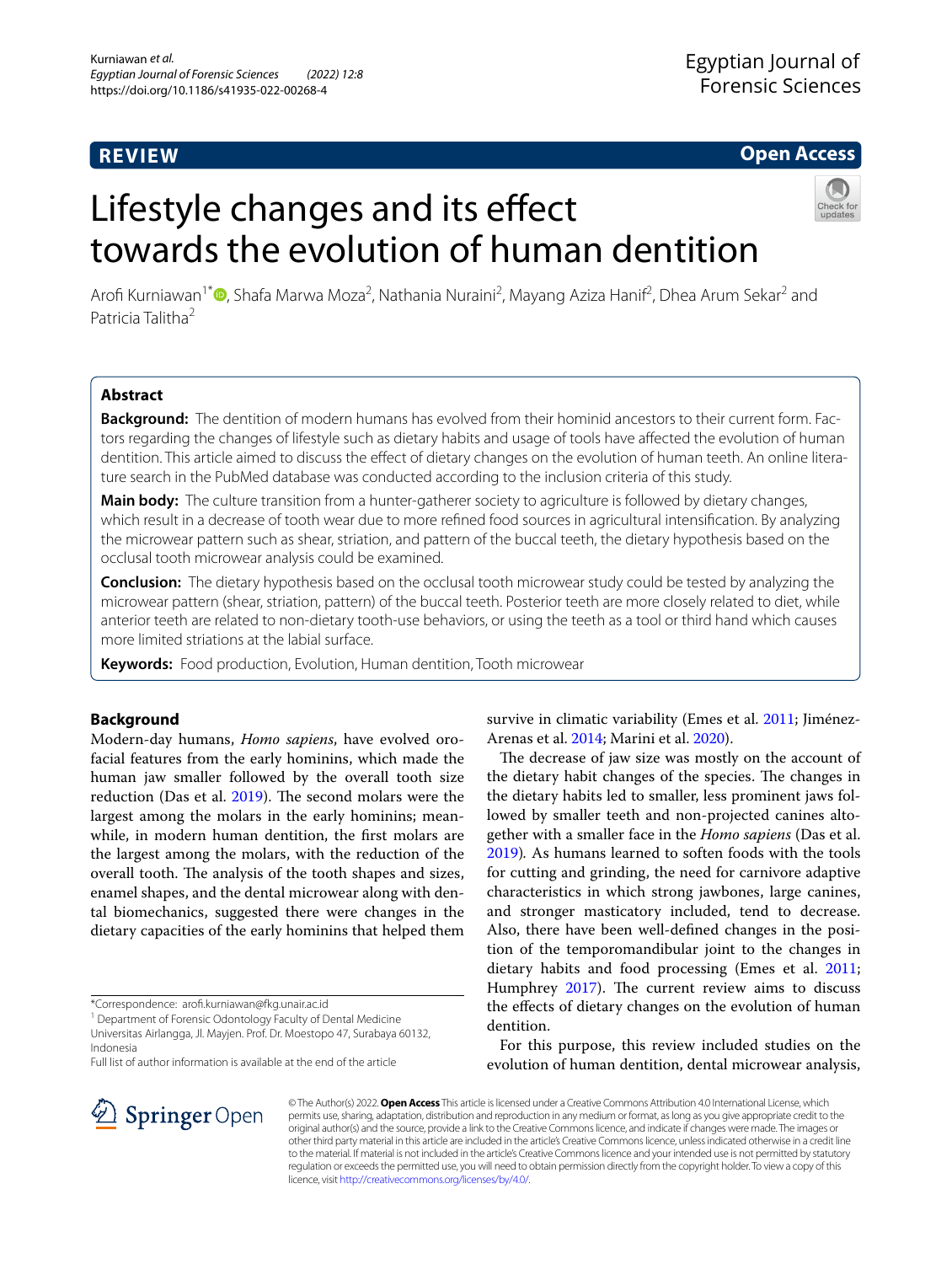REVIEW

Open Access

# Lifestyle changes and its effect towards the evolution of human dentition

Arofi Kurniawan[1*], Shafa Marwa Moza[2], Nathania Nuraini[2], Mayang Aziza Hanif[2], Dhea Arum Sekar[2] and Patricia Talitha[2]

## Abstract

**Background:** The dentition of modern humans has evolved from their hominid ancestors to their current form. Factors regarding the changes of lifestyle such as dietary habits and usage of tools have affected the evolution of human dentition. This article aimed to discuss the effect of dietary changes on the evolution of human teeth. An online literature search in the PubMed database was conducted according to the inclusion criteria of this study.

**Main body:** The culture transition from a hunter-gatherer society to agriculture is followed by dietary changes, which result in a decrease of tooth wear due to more refined food sources in agricultural intensification. By analyzing the microwear pattern such as shear, striation, and pattern of the buccal teeth, the dietary hypothesis based on the occlusal tooth microwear analysis could be examined.

**Conclusion:** The dietary hypothesis based on the occlusal tooth microwear study could be tested by analyzing the microwear pattern (shear, striation, pattern) of the buccal teeth. Posterior teeth are more closely related to diet, while anterior teeth are related to non-dietary tooth-use behaviors, or using the teeth as a tool or third hand which causes more limited striations at the labial surface.

**Keywords:** Food production, Evolution, Human dentition, Tooth microwear

## Background

Modern-day humans, *Homo sapiens*, have evolved orofacial features from the early hominins, which made the human jaw smaller followed by the overall tooth size reduction (Das et al. 2019). The second molars were the largest among the molars in the early hominins; meanwhile, in modern human dentition, the first molars are the largest among the molars, with the reduction of the overall tooth. The analysis of the tooth shapes and sizes, enamel shapes, and the dental microwear along with dental biomechanics, suggested there were changes in the dietary capacities of the early hominins that helped them survive in climatic variability (Emes et al. 2011; Jiménez-Arenas et al. 2014; Marini et al. 2020).

The decrease of jaw size was mostly on the account of the dietary habit changes of the species. The changes in the dietary habits led to smaller, less prominent jaws followed by smaller teeth and non-projected canines altogether with a smaller face in the *Homo sapiens* (Das et al. 2019). As humans learned to soften foods with the tools for cutting and grinding, the need for carnivore adaptive characteristics in which strong jawbones, large canines, and stronger masticatory included, tend to decrease. Also, there have been well-defined changes in the position of the temporomandibular joint to the changes in dietary habits and food processing (Emes et al. 2011; Humphrey 2017). The current review aims to discuss the effects of dietary changes on the evolution of human dentition.

For this purpose, this review included studies on the evolution of human dentition, dental microwear analysis,

*Correspondence: arofi.kurniawan@fkg.unair.ac.id
[1] Department of Forensic Odontology Faculty of Dental Medicine Universitas Airlangga, Jl. Mayjen. Prof. Dr. Moestopo 47, Surabaya 60132, Indonesia
Full list of author information is available at the end of the article

© The Author(s) 2022. **Open Access** This article is licensed under a Creative Commons Attribution 4.0 International License, which permits use, sharing, adaptation, distribution and reproduction in any medium or format, as long as you give appropriate credit to the original author(s) and the source, provide a link to the Creative Commons licence, and indicate if changes were made. The images or other third party material in this article are included in the article's Creative Commons licence, unless indicated otherwise in a credit line to the material. If material is not included in the article's Creative Commons licence and your intended use is not permitted by statutory regulation or exceeds the permitted use, you will need to obtain permission directly from the copyright holder. To view a copy of this licence, visit http://creativecommons.org/licenses/by/4.0/.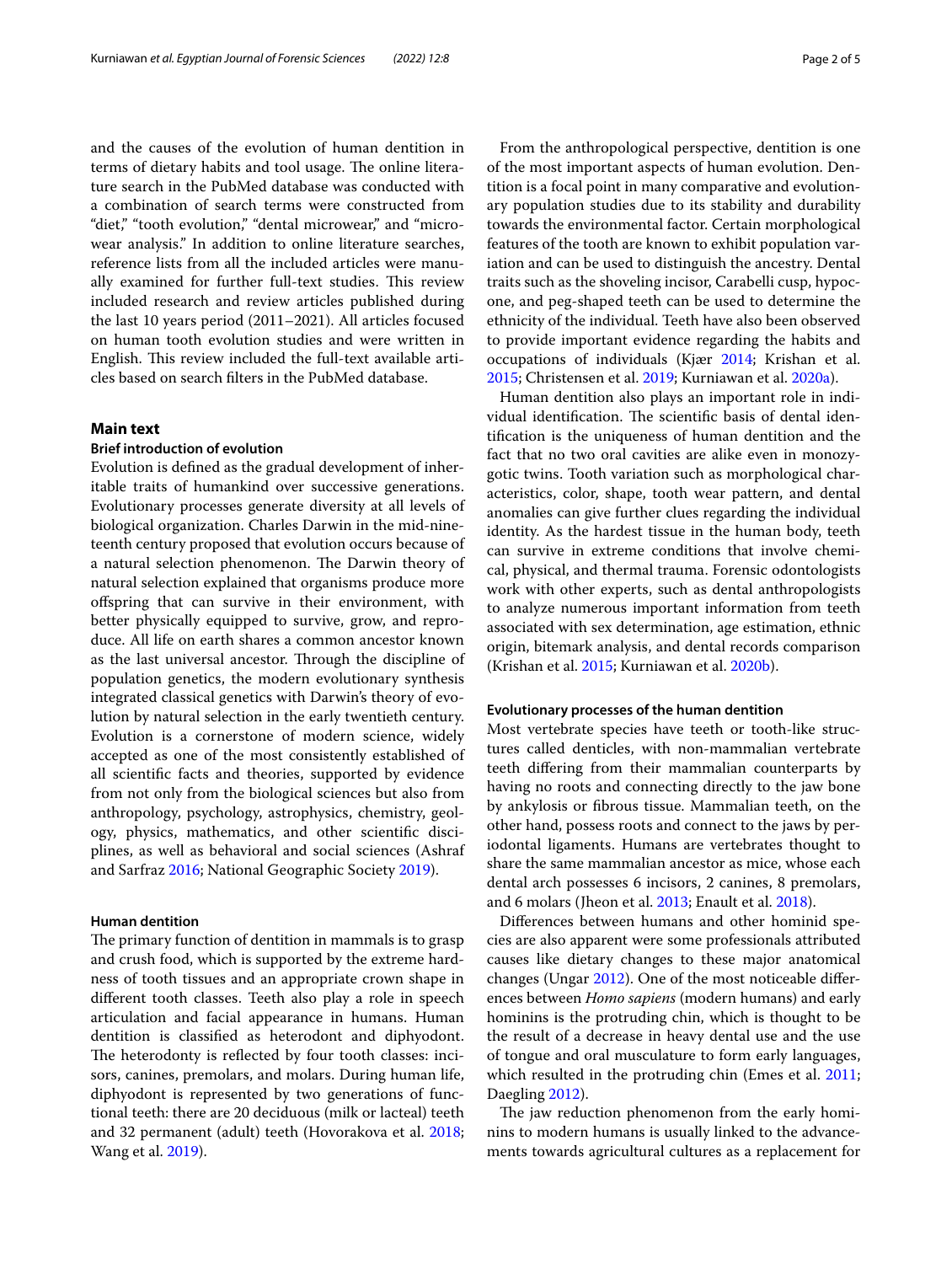and the causes of the evolution of human dentition in terms of dietary habits and tool usage. The online literature search in the PubMed database was conducted with a combination of search terms were constructed from "diet," "tooth evolution," "dental microwear," and "microwear analysis." In addition to online literature searches, reference lists from all the included articles were manually examined for further full-text studies. This review included research and review articles published during the last 10 years period (2011–2021). All articles focused on human tooth evolution studies and were written in English. This review included the full-text available articles based on search filters in the PubMed database.

## Main text

### Brief introduction of evolution

Evolution is defined as the gradual development of inheritable traits of humankind over successive generations. Evolutionary processes generate diversity at all levels of biological organization. Charles Darwin in the mid-nineteenth century proposed that evolution occurs because of a natural selection phenomenon. The Darwin theory of natural selection explained that organisms produce more offspring that can survive in their environment, with better physically equipped to survive, grow, and reproduce. All life on earth shares a common ancestor known as the last universal ancestor. Through the discipline of population genetics, the modern evolutionary synthesis integrated classical genetics with Darwin's theory of evolution by natural selection in the early twentieth century. Evolution is a cornerstone of modern science, widely accepted as one of the most consistently established of all scientific facts and theories, supported by evidence from not only from the biological sciences but also from anthropology, psychology, astrophysics, chemistry, geology, physics, mathematics, and other scientific disciplines, as well as behavioral and social sciences (Ashraf and Sarfraz 2016; National Geographic Society 2019).

### Human dentition

The primary function of dentition in mammals is to grasp and crush food, which is supported by the extreme hardness of tooth tissues and an appropriate crown shape in different tooth classes. Teeth also play a role in speech articulation and facial appearance in humans. Human dentition is classified as heterodont and diphyodont. The heterodonty is reflected by four tooth classes: incisors, canines, premolars, and molars. During human life, diphyodont is represented by two generations of functional teeth: there are 20 deciduous (milk or lacteal) teeth and 32 permanent (adult) teeth (Hovorakova et al. 2018; Wang et al. 2019).

From the anthropological perspective, dentition is one of the most important aspects of human evolution. Dentition is a focal point in many comparative and evolutionary population studies due to its stability and durability towards the environmental factor. Certain morphological features of the tooth are known to exhibit population variation and can be used to distinguish the ancestry. Dental traits such as the shoveling incisor, Carabelli cusp, hypocone, and peg-shaped teeth can be used to determine the ethnicity of the individual. Teeth have also been observed to provide important evidence regarding the habits and occupations of individuals (Kjær 2014; Krishan et al. 2015; Christensen et al. 2019; Kurniawan et al. 2020a).

Human dentition also plays an important role in individual identification. The scientific basis of dental identification is the uniqueness of human dentition and the fact that no two oral cavities are alike even in monozygotic twins. Tooth variation such as morphological characteristics, color, shape, tooth wear pattern, and dental anomalies can give further clues regarding the individual identity. As the hardest tissue in the human body, teeth can survive in extreme conditions that involve chemical, physical, and thermal trauma. Forensic odontologists work with other experts, such as dental anthropologists to analyze numerous important information from teeth associated with sex determination, age estimation, ethnic origin, bitemark analysis, and dental records comparison (Krishan et al. 2015; Kurniawan et al. 2020b).

### Evolutionary processes of the human dentition

Most vertebrate species have teeth or tooth-like structures called denticles, with non-mammalian vertebrate teeth differing from their mammalian counterparts by having no roots and connecting directly to the jaw bone by ankylosis or fibrous tissue. Mammalian teeth, on the other hand, possess roots and connect to the jaws by periodontal ligaments. Humans are vertebrates thought to share the same mammalian ancestor as mice, whose each dental arch possesses 6 incisors, 2 canines, 8 premolars, and 6 molars (Jheon et al. 2013; Enault et al. 2018).

Differences between humans and other hominid species are also apparent were some professionals attributed causes like dietary changes to these major anatomical changes (Ungar 2012). One of the most noticeable differences between *Homo sapiens* (modern humans) and early hominins is the protruding chin, which is thought to be the result of a decrease in heavy dental use and the use of tongue and oral musculature to form early languages, which resulted in the protruding chin (Emes et al. 2011; Daegling 2012).

The jaw reduction phenomenon from the early hominins to modern humans is usually linked to the advancements towards agricultural cultures as a replacement for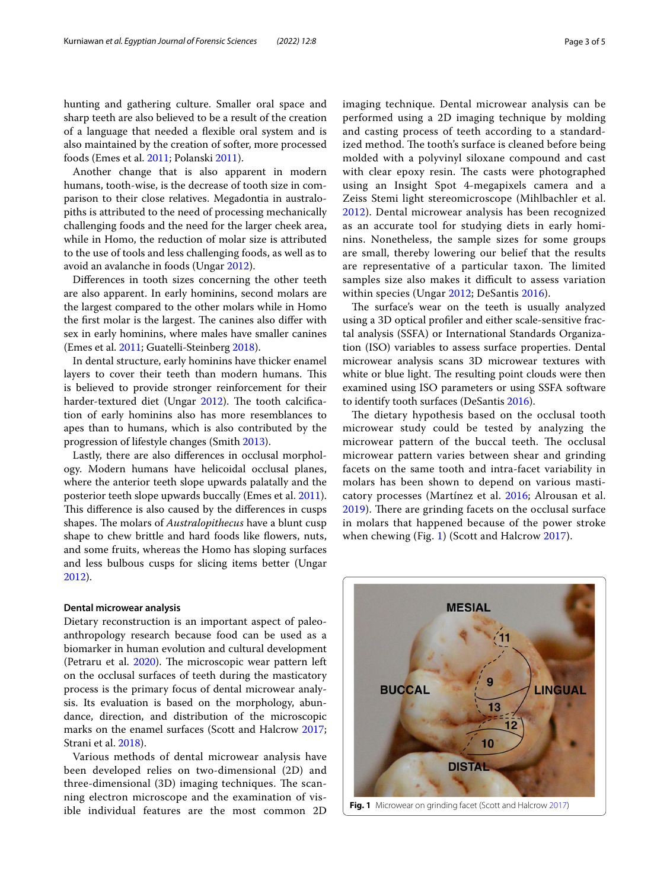hunting and gathering culture. Smaller oral space and sharp teeth are also believed to be a result of the creation of a language that needed a flexible oral system and is also maintained by the creation of softer, more processed foods (Emes et al. 2011; Polanski 2011).

Another change that is also apparent in modern humans, tooth-wise, is the decrease of tooth size in comparison to their close relatives. Megadontia in australopiths is attributed to the need of processing mechanically challenging foods and the need for the larger cheek area, while in Homo, the reduction of molar size is attributed to the use of tools and less challenging foods, as well as to avoid an avalanche in foods (Ungar 2012).

Differences in tooth sizes concerning the other teeth are also apparent. In early hominins, second molars are the largest compared to the other molars while in Homo the first molar is the largest. The canines also differ with sex in early hominins, where males have smaller canines (Emes et al. 2011; Guatelli-Steinberg 2018).

In dental structure, early hominins have thicker enamel layers to cover their teeth than modern humans. This is believed to provide stronger reinforcement for their harder-textured diet (Ungar 2012). The tooth calcification of early hominins also has more resemblances to apes than to humans, which is also contributed by the progression of lifestyle changes (Smith 2013).

Lastly, there are also differences in occlusal morphology. Modern humans have helicoidal occlusal planes, where the anterior teeth slope upwards palatally and the posterior teeth slope upwards buccally (Emes et al. 2011). This difference is also caused by the differences in cusps shapes. The molars of *Australopithecus* have a blunt cusp shape to chew brittle and hard foods like flowers, nuts, and some fruits, whereas the Homo has sloping surfaces and less bulbous cusps for slicing items better (Ungar 2012).

### Dental microwear analysis

Dietary reconstruction is an important aspect of paleoanthropology research because food can be used as a biomarker in human evolution and cultural development (Petraru et al. 2020). The microscopic wear pattern left on the occlusal surfaces of teeth during the masticatory process is the primary focus of dental microwear analysis. Its evaluation is based on the morphology, abundance, direction, and distribution of the microscopic marks on the enamel surfaces (Scott and Halcrow 2017; Strani et al. 2018).

Various methods of dental microwear analysis have been developed relies on two-dimensional (2D) and three-dimensional (3D) imaging techniques. The scanning electron microscope and the examination of visible individual features are the most common 2D imaging technique. Dental microwear analysis can be performed using a 2D imaging technique by molding and casting process of teeth according to a standardized method. The tooth's surface is cleaned before being molded with a polyvinyl siloxane compound and cast with clear epoxy resin. The casts were photographed using an Insight Spot 4-megapixels camera and a Zeiss Stemi light stereomicroscope (Mihlbachler et al. 2012). Dental microwear analysis has been recognized as an accurate tool for studying diets in early hominins. Nonetheless, the sample sizes for some groups are small, thereby lowering our belief that the results are representative of a particular taxon. The limited samples size also makes it difficult to assess variation within species (Ungar 2012; DeSantis 2016).

The surface's wear on the teeth is usually analyzed using a 3D optical profiler and either scale-sensitive fractal analysis (SSFA) or International Standards Organization (ISO) variables to assess surface properties. Dental microwear analysis scans 3D microwear textures with white or blue light. The resulting point clouds were then examined using ISO parameters or using SSFA software to identify tooth surfaces (DeSantis 2016).

The dietary hypothesis based on the occlusal tooth microwear study could be tested by analyzing the microwear pattern of the buccal teeth. The occlusal microwear pattern varies between shear and grinding facets on the same tooth and intra-facet variability in molars has been shown to depend on various masticatory processes (Martínez et al. 2016; Alrousan et al. 2019). There are grinding facets on the occlusal surface in molars that happened because of the power stroke when chewing (Fig. 1) (Scott and Halcrow 2017).

**Fig. 1** Microwear on grinding facet (Scott and Halcrow 2017)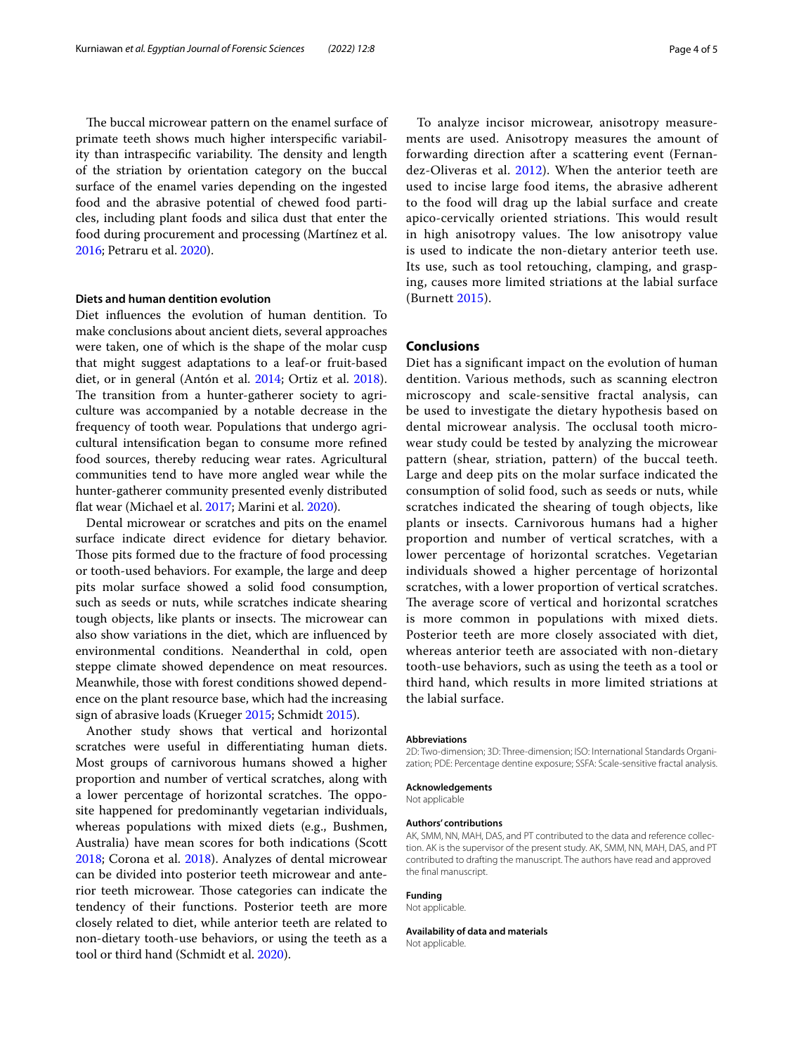The buccal microwear pattern on the enamel surface of primate teeth shows much higher interspecific variability than intraspecific variability. The density and length of the striation by orientation category on the buccal surface of the enamel varies depending on the ingested food and the abrasive potential of chewed food particles, including plant foods and silica dust that enter the food during procurement and processing (Martínez et al. 2016; Petraru et al. 2020).

### Diets and human dentition evolution

Diet influences the evolution of human dentition. To make conclusions about ancient diets, several approaches were taken, one of which is the shape of the molar cusp that might suggest adaptations to a leaf-or fruit-based diet, or in general (Antón et al. 2014; Ortiz et al. 2018). The transition from a hunter-gatherer society to agriculture was accompanied by a notable decrease in the frequency of tooth wear. Populations that undergo agricultural intensification began to consume more refined food sources, thereby reducing wear rates. Agricultural communities tend to have more angled wear while the hunter-gatherer community presented evenly distributed flat wear (Michael et al. 2017; Marini et al. 2020).

Dental microwear or scratches and pits on the enamel surface indicate direct evidence for dietary behavior. Those pits formed due to the fracture of food processing or tooth-used behaviors. For example, the large and deep pits molar surface showed a solid food consumption, such as seeds or nuts, while scratches indicate shearing tough objects, like plants or insects. The microwear can also show variations in the diet, which are influenced by environmental conditions. Neanderthal in cold, open steppe climate showed dependence on meat resources. Meanwhile, those with forest conditions showed dependence on the plant resource base, which had the increasing sign of abrasive loads (Krueger 2015; Schmidt 2015).

Another study shows that vertical and horizontal scratches were useful in differentiating human diets. Most groups of carnivorous humans showed a higher proportion and number of vertical scratches, along with a lower percentage of horizontal scratches. The opposite happened for predominantly vegetarian individuals, whereas populations with mixed diets (e.g., Bushmen, Australia) have mean scores for both indications (Scott 2018; Corona et al. 2018). Analyzes of dental microwear can be divided into posterior teeth microwear and anterior teeth microwear. Those categories can indicate the tendency of their functions. Posterior teeth are more closely related to diet, while anterior teeth are related to non-dietary tooth-use behaviors, or using the teeth as a tool or third hand (Schmidt et al. 2020).

To analyze incisor microwear, anisotropy measurements are used. Anisotropy measures the amount of forwarding direction after a scattering event (Fernandez-Oliveras et al. 2012). When the anterior teeth are used to incise large food items, the abrasive adherent to the food will drag up the labial surface and create apico-cervically oriented striations. This would result in high anisotropy values. The low anisotropy value is used to indicate the non-dietary anterior teeth use. Its use, such as tool retouching, clamping, and grasping, causes more limited striations at the labial surface (Burnett 2015).

## Conclusions

Diet has a significant impact on the evolution of human dentition. Various methods, such as scanning electron microscopy and scale-sensitive fractal analysis, can be used to investigate the dietary hypothesis based on dental microwear analysis. The occlusal tooth microwear study could be tested by analyzing the microwear pattern (shear, striation, pattern) of the buccal teeth. Large and deep pits on the molar surface indicated the consumption of solid food, such as seeds or nuts, while scratches indicated the shearing of tough objects, like plants or insects. Carnivorous humans had a higher proportion and number of vertical scratches, with a lower percentage of horizontal scratches. Vegetarian individuals showed a higher percentage of horizontal scratches, with a lower proportion of vertical scratches. The average score of vertical and horizontal scratches is more common in populations with mixed diets. Posterior teeth are more closely associated with diet, whereas anterior teeth are associated with non-dietary tooth-use behaviors, such as using the teeth as a tool or third hand, which results in more limited striations at the labial surface.

#### Abbreviations

2D: Two-dimension; 3D: Three-dimension; ISO: International Standards Organization; PDE: Percentage dentine exposure; SSFA: Scale-sensitive fractal analysis.

#### Acknowledgements

Not applicable

#### Authors' contributions

AK, SMM, NN, MAH, DAS, and PT contributed to the data and reference collection. AK is the supervisor of the present study. AK, SMM, NN, MAH, DAS, and PT contributed to drafting the manuscript. The authors have read and approved the final manuscript.

#### Funding

Not applicable.

#### Availability of data and materials

Not applicable.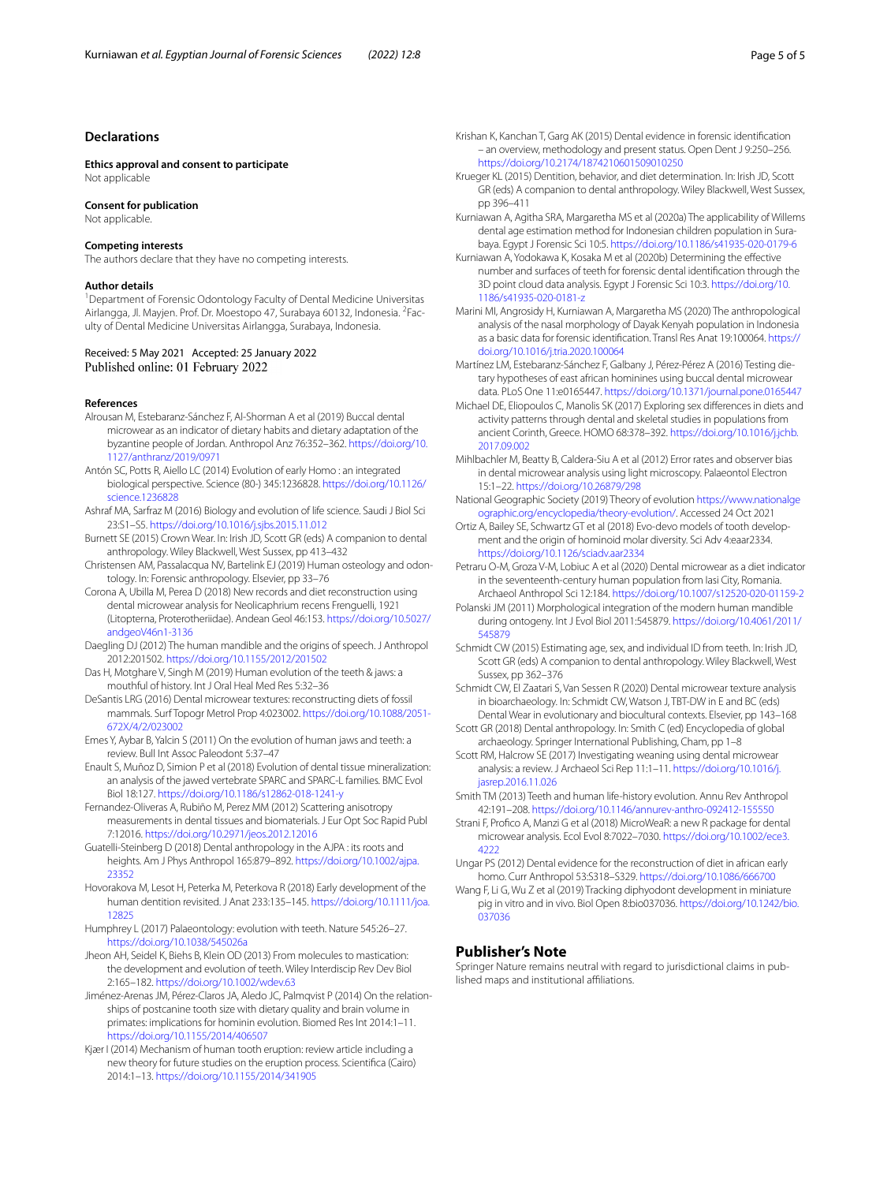## Declarations

### Ethics approval and consent to participate

Not applicable

### Consent for publication

Not applicable.

### Competing interests

The authors declare that they have no competing interests.

### Author details

[1]Department of Forensic Odontology Faculty of Dental Medicine Universitas Airlangga, Jl. Mayjen. Prof. Dr. Moestopo 47, Surabaya 60132, Indonesia. [2]Faculty of Dental Medicine Universitas Airlangga, Surabaya, Indonesia.

Received: 5 May 2021 Accepted: 25 January 2022
Published online: 01 February 2022

### References

- Alrousan M, Estebaranz-Sánchez F, Al-Shorman A et al (2019) Buccal dental microwear as an indicator of dietary habits and dietary adaptation of the byzantine people of Jordan. Anthropol Anz 76:352–362. https://doi.org/10.1127/anthranz/2019/0971
- Antón SC, Potts R, Aiello LC (2014) Evolution of early Homo : an integrated biological perspective. Science (80-) 345:1236828. https://doi.org/10.1126/science.1236828
- Ashraf MA, Sarfraz M (2016) Biology and evolution of life science. Saudi J Biol Sci 23:S1–S5. https://doi.org/10.1016/j.sjbs.2015.11.012
- Burnett SE (2015) Crown Wear. In: Irish JD, Scott GR (eds) A companion to dental anthropology. Wiley Blackwell, West Sussex, pp 413–432
- Christensen AM, Passalacqua NV, Bartelink EJ (2019) Human osteology and odontology. In: Forensic anthropology. Elsevier, pp 33–76
- Corona A, Ubilla M, Perea D (2018) New records and diet reconstruction using dental microwear analysis for Neolicaphrium recens Frenguelli, 1921 (Litopterna, Proterotheriidae). Andean Geol 46:153. https://doi.org/10.5027/andgeoV46n1-3136
- Daegling DJ (2012) The human mandible and the origins of speech. J Anthropol 2012:201502. https://doi.org/10.1155/2012/201502
- Das H, Motghare V, Singh M (2019) Human evolution of the teeth & jaws: a mouthful of history. Int J Oral Heal Med Res 5:32–36
- DeSantis LRG (2016) Dental microwear textures: reconstructing diets of fossil mammals. Surf Topogr Metrol Prop 4:023002. https://doi.org/10.1088/2051-672X/4/2/023002
- Emes Y, Aybar B, Yalcin S (2011) On the evolution of human jaws and teeth: a review. Bull Int Assoc Paleodont 5:37–47
- Enault S, Muñoz D, Simion P et al (2018) Evolution of dental tissue mineralization: an analysis of the jawed vertebrate SPARC and SPARC-L families. BMC Evol Biol 18:127. https://doi.org/10.1186/s12862-018-1241-y
- Fernandez-Oliveras A, Rubiño M, Perez MM (2012) Scattering anisotropy measurements in dental tissues and biomaterials. J Eur Opt Soc Rapid Publ 7:12016. https://doi.org/10.2971/jeos.2012.12016
- Guatelli-Steinberg D (2018) Dental anthropology in the AJPA : its roots and heights. Am J Phys Anthropol 165:879–892. https://doi.org/10.1002/ajpa.23352
- Hovorakova M, Lesot H, Peterka M, Peterkova R (2018) Early development of the human dentition revisited. J Anat 233:135–145. https://doi.org/10.1111/joa.12825
- Humphrey L (2017) Palaeontology: evolution with teeth. Nature 545:26–27. https://doi.org/10.1038/545026a
- Jheon AH, Seidel K, Biehs B, Klein OD (2013) From molecules to mastication: the development and evolution of teeth. Wiley Interdiscip Rev Dev Biol 2:165–182. https://doi.org/10.1002/wdev.63
- Jiménez-Arenas JM, Pérez-Claros JA, Aledo JC, Palmqvist P (2014) On the relationships of postcanine tooth size with dietary quality and brain volume in primates: implications for hominin evolution. Biomed Res Int 2014:1–11. https://doi.org/10.1155/2014/406507
- Kjær I (2014) Mechanism of human tooth eruption: review article including a new theory for future studies on the eruption process. Scientifica (Cairo) 2014:1–13. https://doi.org/10.1155/2014/341905
- Krishan K, Kanchan T, Garg AK (2015) Dental evidence in forensic identification – an overview, methodology and present status. Open Dent J 9:250–256. https://doi.org/10.2174/1874210601509010250
- Krueger KL (2015) Dentition, behavior, and diet determination. In: Irish JD, Scott GR (eds) A companion to dental anthropology. Wiley Blackwell, West Sussex, pp 396–411
- Kurniawan A, Agitha SRA, Margaretha MS et al (2020a) The applicability of Willems dental age estimation method for Indonesian children population in Surabaya. Egypt J Forensic Sci 10:5. https://doi.org/10.1186/s41935-020-0179-6
- Kurniawan A, Yodokawa K, Kosaka M et al (2020b) Determining the effective number and surfaces of teeth for forensic dental identification through the 3D point cloud data analysis. Egypt J Forensic Sci 10:3. https://doi.org/10.1186/s41935-020-0181-z
- Marini MI, Angrosidy H, Kurniawan A, Margaretha MS (2020) The anthropological analysis of the nasal morphology of Dayak Kenyah population in Indonesia as a basic data for forensic identification. Transl Res Anat 19:100064. https://doi.org/10.1016/j.tria.2020.100064
- Martínez LM, Estebaranz-Sánchez F, Galbany J, Pérez-Pérez A (2016) Testing dietary hypotheses of east african hominines using buccal dental microwear data. PLoS One 11:e0165447. https://doi.org/10.1371/journal.pone.0165447
- Michael DE, Eliopoulos C, Manolis SK (2017) Exploring sex differences in diets and activity patterns through dental and skeletal studies in populations from ancient Corinth, Greece. HOMO 68:378–392. https://doi.org/10.1016/j.jchb.2017.09.002
- Mihlbachler M, Beatty B, Caldera-Siu A et al (2012) Error rates and observer bias in dental microwear analysis using light microscopy. Palaeontol Electron 15:1–22. https://doi.org/10.26879/298
- National Geographic Society (2019) Theory of evolution https://www.nationalgeographic.org/encyclopedia/theory-evolution/. Accessed 24 Oct 2021
- Ortiz A, Bailey SE, Schwartz GT et al (2018) Evo-devo models of tooth development and the origin of hominoid molar diversity. Sci Adv 4:eaar2334. https://doi.org/10.1126/sciadv.aar2334
- Petraru O-M, Groza V-M, Lobiuc A et al (2020) Dental microwear as a diet indicator in the seventeenth-century human population from Iasi City, Romania. Archaeol Anthropol Sci 12:184. https://doi.org/10.1007/s12520-020-01159-2
- Polanski JM (2011) Morphological integration of the modern human mandible during ontogeny. Int J Evol Biol 2011:545879. https://doi.org/10.4061/2011/545879
- Schmidt CW (2015) Estimating age, sex, and individual ID from teeth. In: Irish JD, Scott GR (eds) A companion to dental anthropology. Wiley Blackwell, West Sussex, pp 362–376
- Schmidt CW, El Zaatari S, Van Sessen R (2020) Dental microwear texture analysis in bioarchaeology. In: Schmidt CW, Watson J, TBT-DW in E and BC (eds) Dental Wear in evolutionary and biocultural contexts. Elsevier, pp 143–168
- Scott GR (2018) Dental anthropology. In: Smith C (ed) Encyclopedia of global archaeology. Springer International Publishing, Cham, pp 1–8
- Scott RM, Halcrow SE (2017) Investigating weaning using dental microwear analysis: a review. J Archaeol Sci Rep 11:1–11. https://doi.org/10.1016/j.jasrep.2016.11.026
- Smith TM (2013) Teeth and human life-history evolution. Annu Rev Anthropol 42:191–208. https://doi.org/10.1146/annurev-anthro-092412-155550
- Strani F, Profico A, Manzi G et al (2018) MicroWeaR: a new R package for dental microwear analysis. Ecol Evol 8:7022–7030. https://doi.org/10.1002/ece3.4222
- Ungar PS (2012) Dental evidence for the reconstruction of diet in african early homo. Curr Anthropol 53:S318–S329. https://doi.org/10.1086/666700
- Wang F, Li G, Wu Z et al (2019) Tracking diphyodont development in miniature pig in vitro and in vivo. Biol Open 8:bio037036. https://doi.org/10.1242/bio.037036

## Publisher's Note

Springer Nature remains neutral with regard to jurisdictional claims in published maps and institutional affiliations.